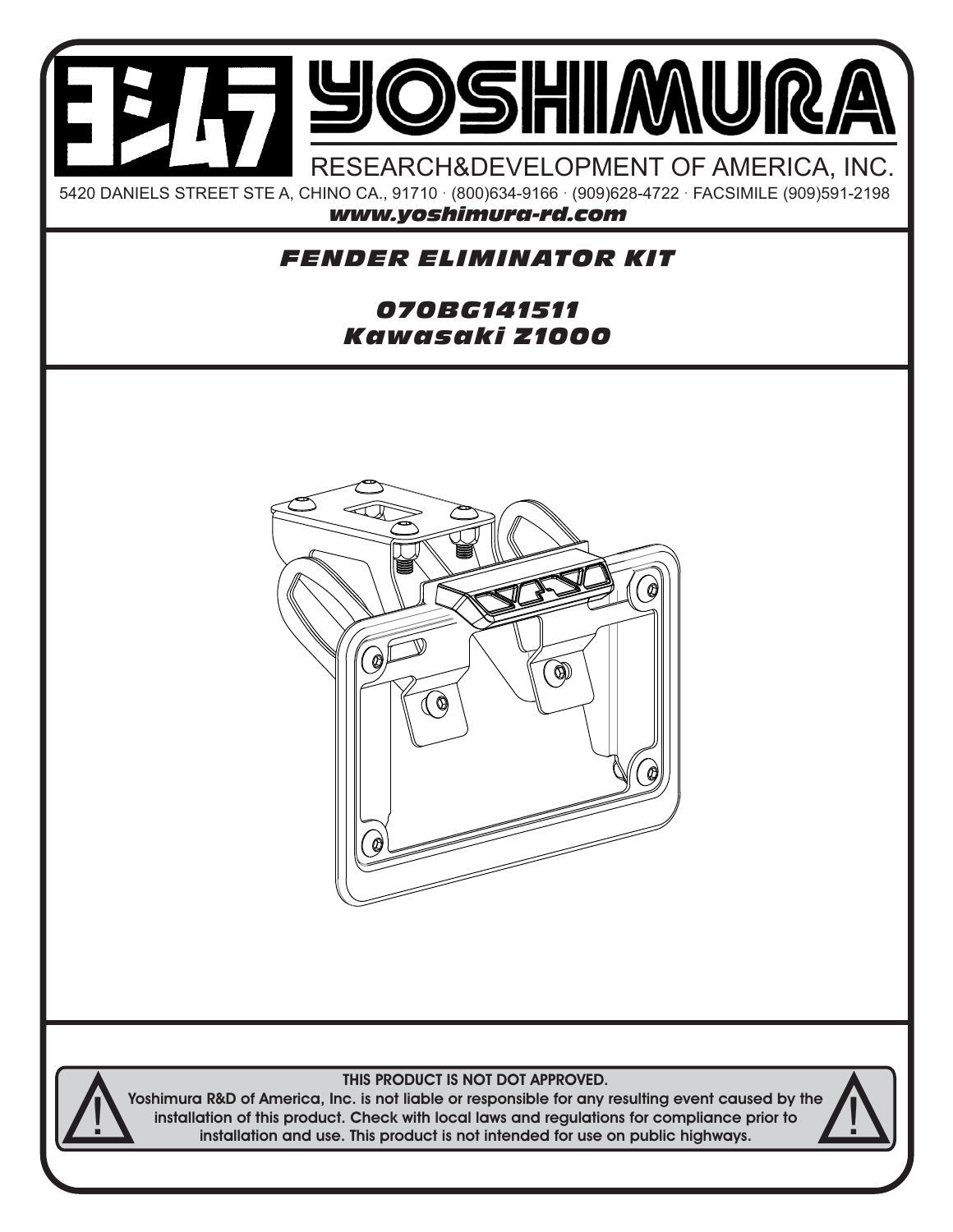# YOSHIMURA

RESEARCH&DEVELOPMENT OF AMERICA, INC.

5420 DANIELS STREET STE A, CHINO CA., 91710 · (800)634-9166 · (909)628-4722 · FACSIMILE (909)591-2198

***www.yoshimura-rd.com***

## *FENDER ELIMINATOR KIT*

## *070BG141511*
## *Kawasaki Z1000*

**THIS PRODUCT IS NOT DOT APPROVED.**

**Yoshimura R&D of America, Inc. is not liable or responsible for any resulting event caused by the installation of this product. Check with local laws and regulations for compliance prior to installation and use. This product is not intended for use on public highways.**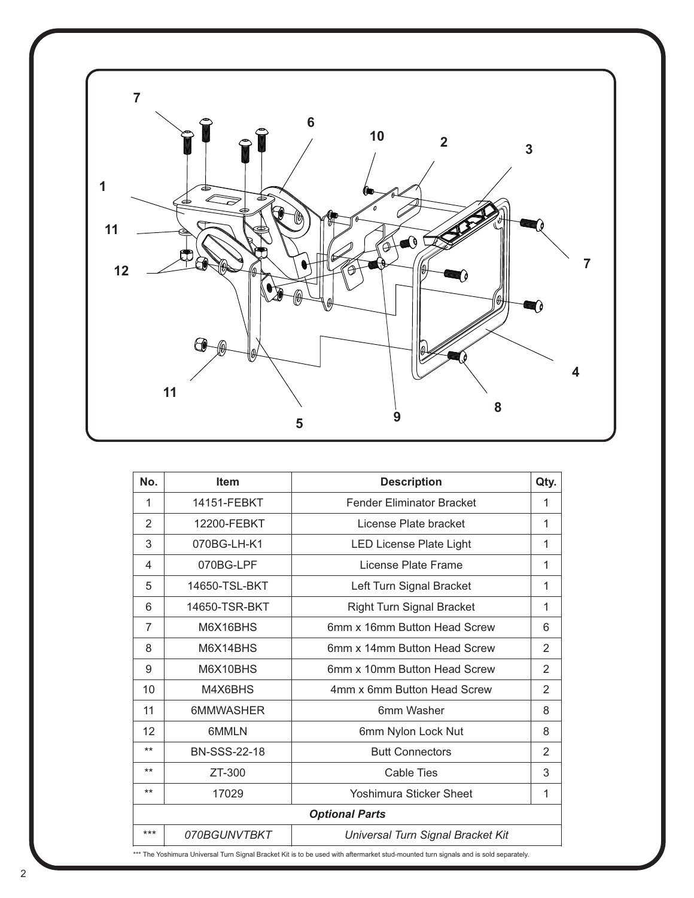| No. | Item | Description | Qty. |
|---|---|---|---|
| 1 | 14151-FEBKT | Fender Eliminator Bracket | 1 |
| 2 | 12200-FEBKT | License Plate bracket | 1 |
| 3 | 070BG-LH-K1 | LED License Plate Light | 1 |
| 4 | 070BG-LPF | License Plate Frame | 1 |
| 5 | 14650-TSL-BKT | Left Turn Signal Bracket | 1 |
| 6 | 14650-TSR-BKT | Right Turn Signal Bracket | 1 |
| 7 | M6X16BHS | 6mm x 16mm Button Head Screw | 6 |
| 8 | M6X14BHS | 6mm x 14mm Button Head Screw | 2 |
| 9 | M6X10BHS | 6mm x 10mm Button Head Screw | 2 |
| 10 | M4X6BHS | 4mm x 6mm Button Head Screw | 2 |
| 11 | 6MMWASHER | 6mm Washer | 8 |
| 12 | 6MMLN | 6mm Nylon Lock Nut | 8 |
| ** | BN-SSS-22-18 | Butt Connectors | 2 |
| ** | ZT-300 | Cable Ties | 3 |
| ** | 17029 | Yoshimura Sticker Sheet | 1 |
| ***Optional Parts*** | | | |
| *\*\*\** | *070BGUNVTBKT* | *Universal Turn Signal Bracket Kit* | |

*** The Yoshimura Universal Turn Signal Bracket Kit is to be used with aftermarket stud-mounted turn signals and is sold separately.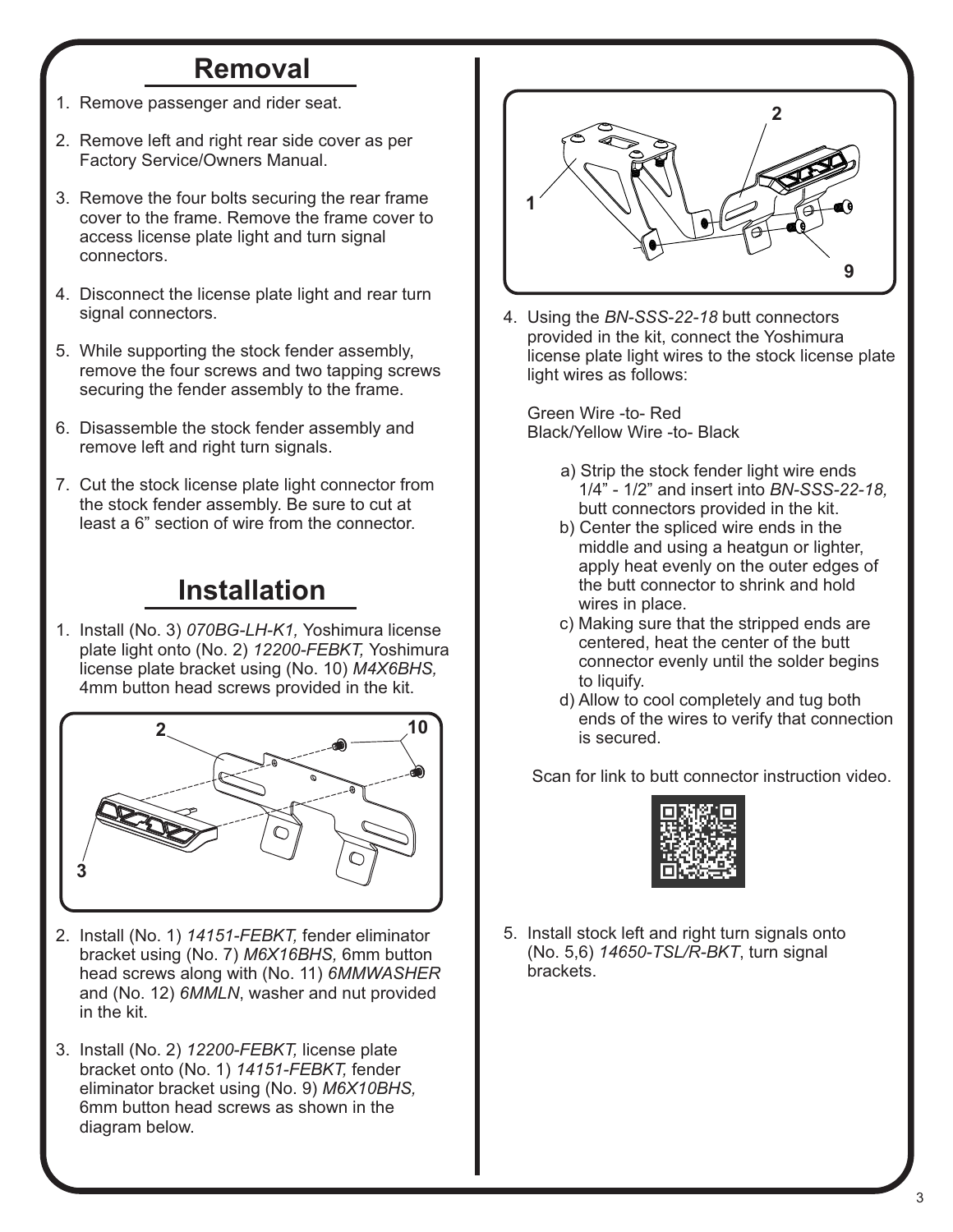## Removal

1. Remove passenger and rider seat.
2. Remove left and right rear side cover as per Factory Service/Owners Manual.
3. Remove the four bolts securing the rear frame cover to the frame. Remove the frame cover to access license plate light and turn signal connectors.
4. Disconnect the license plate light and rear turn signal connectors.
5. While supporting the stock fender assembly, remove the four screws and two tapping screws securing the fender assembly to the frame.
6. Disassemble the stock fender assembly and remove left and right turn signals.
7. Cut the stock license plate light connector from the stock fender assembly. Be sure to cut at least a 6" section of wire from the connector.

## Installation

1. Install (No. 3) *070BG-LH-K1,* Yoshimura license plate light onto (No. 2) *12200-FEBKT,* Yoshimura license plate bracket using (No. 10) *M4X6BHS,* 4mm button head screws provided in the kit.

2. Install (No. 1) *14151-FEBKT,* fender eliminator bracket using (No. 7) *M6X16BHS,* 6mm button head screws along with (No. 11) *6MMWASHER* and (No. 12) *6MMLN*, washer and nut provided in the kit.
3. Install (No. 2) *12200-FEBKT,* license plate bracket onto (No. 1) *14151-FEBKT,* fender eliminator bracket using (No. 9) *M6X10BHS,* 6mm button head screws as shown in the diagram below.

4. Using the *BN-SSS-22-18* butt connectors provided in the kit, connect the Yoshimura license plate light wires to the stock license plate light wires as follows:

   Green Wire -to- Red
   Black/Yellow Wire -to- Black

   a) Strip the stock fender light wire ends 1/4" - 1/2" and insert into *BN-SSS-22-18,* butt connectors provided in the kit.
   b) Center the spliced wire ends in the middle and using a heatgun or lighter, apply heat evenly on the outer edges of the butt connector to shrink and hold wires in place.
   c) Making sure that the stripped ends are centered, heat the center of the butt connector evenly until the solder begins to liquify.
   d) Allow to cool completely and tug both ends of the wires to verify that connection is secured.

   Scan for link to butt connector instruction video.

5. Install stock left and right turn signals onto (No. 5,6) *14650-TSL/R-BKT*, turn signal brackets.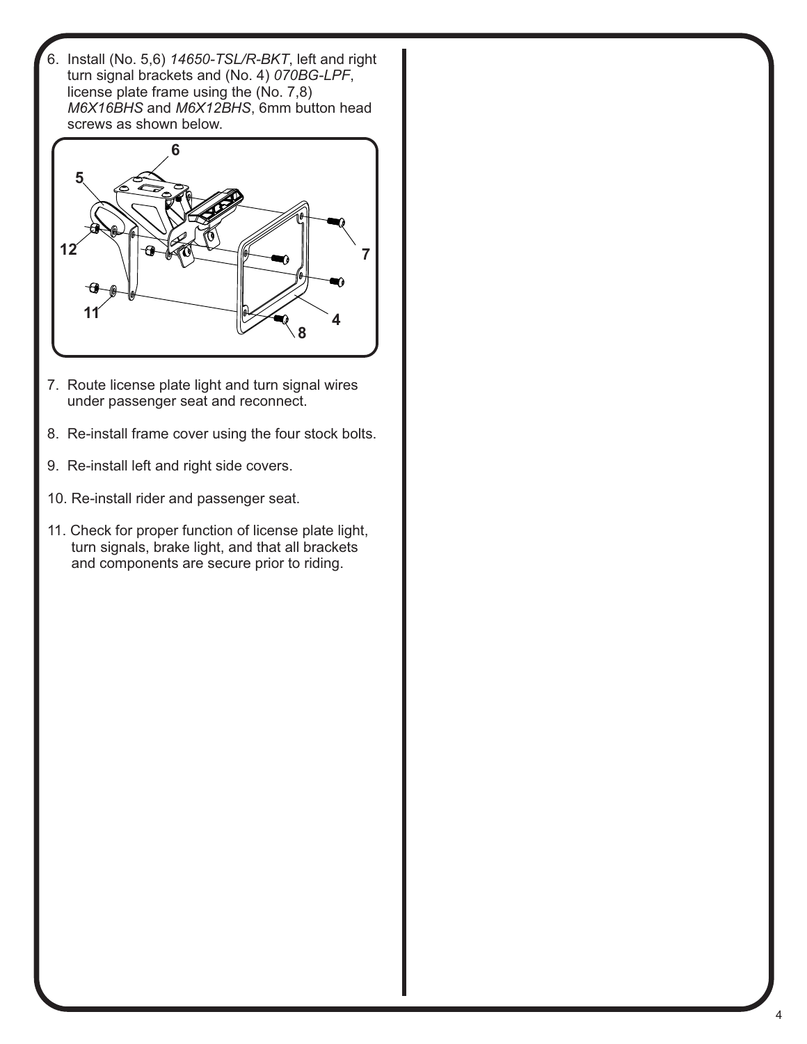6. Install (No. 5,6) *14650-TSL/R-BKT*, left and right turn signal brackets and (No. 4) *070BG-LPF*, license plate frame using the (No. 7,8) *M6X16BHS* and *M6X12BHS*, 6mm button head screws as shown below.

6
5
12
7
11
4
8

7. Route license plate light and turn signal wires under passenger seat and reconnect.

8. Re-install frame cover using the four stock bolts.

9. Re-install left and right side covers.

10. Re-install rider and passenger seat.

11. Check for proper function of license plate light, turn signals, brake light, and that all brackets and components are secure prior to riding.